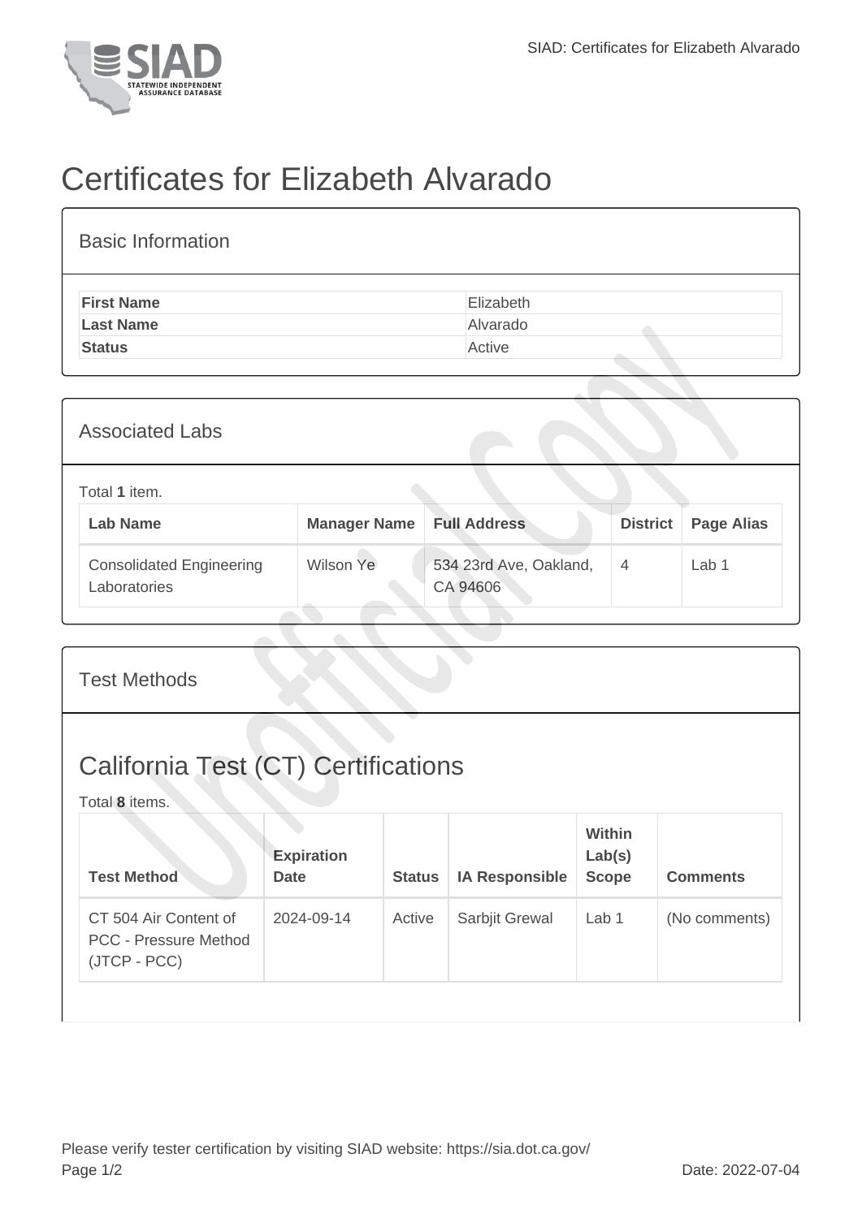# Certificates for Elizabeth Alvarado

## Basic Information

| | |
|---|---|
| **First Name** | Elizabeth |
| **Last Name** | Alvarado |
| **Status** | Active |

## Associated Labs

Total **1** item.

| Lab Name | Manager Name | Full Address | District | Page Alias |
|---|---|---|---|---|
| Consolidated Engineering Laboratories | Wilson Ye | 534 23rd Ave, Oakland, CA 94606 | 4 | Lab 1 |

## Test Methods

## California Test (CT) Certifications

Total **8** items.

| Test Method | Expiration Date | Status | IA Responsible | Within Lab(s) Scope | Comments |
|---|---|---|---|---|---|
| CT 504 Air Content of PCC - Pressure Method (JTCP - PCC) | 2024-09-14 | Active | Sarbjit Grewal | Lab 1 | (No comments) |

Please verify tester certification by visiting SIAD website: https://sia.dot.ca.gov/

Date: 2022-07-04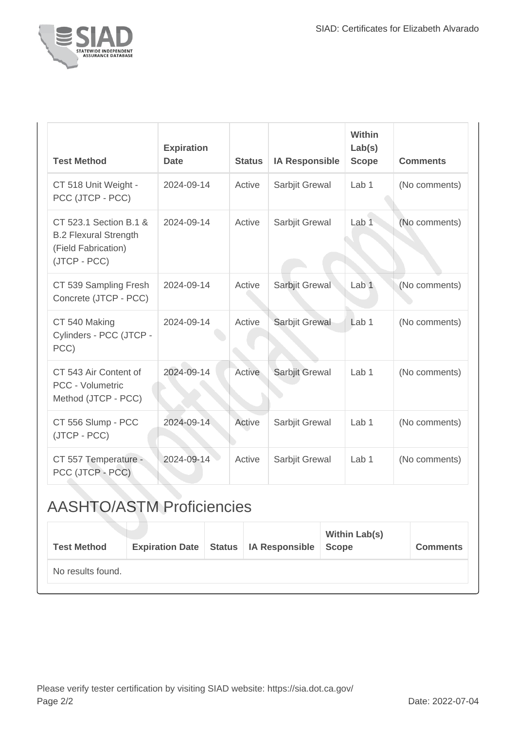| Test Method | Expiration Date | Status | IA Responsible | Within Lab(s) Scope | Comments |
|---|---|---|---|---|---|
| CT 518 Unit Weight - PCC (JTCP - PCC) | 2024-09-14 | Active | Sarbjit Grewal | Lab 1 | (No comments) |
| CT 523.1 Section B.1 & B.2 Flexural Strength (Field Fabrication) (JTCP - PCC) | 2024-09-14 | Active | Sarbjit Grewal | Lab 1 | (No comments) |
| CT 539 Sampling Fresh Concrete (JTCP - PCC) | 2024-09-14 | Active | Sarbjit Grewal | Lab 1 | (No comments) |
| CT 540 Making Cylinders - PCC (JTCP - PCC) | 2024-09-14 | Active | Sarbjit Grewal | Lab 1 | (No comments) |
| CT 543 Air Content of PCC - Volumetric Method (JTCP - PCC) | 2024-09-14 | Active | Sarbjit Grewal | Lab 1 | (No comments) |
| CT 556 Slump - PCC (JTCP - PCC) | 2024-09-14 | Active | Sarbjit Grewal | Lab 1 | (No comments) |
| CT 557 Temperature - PCC (JTCP - PCC) | 2024-09-14 | Active | Sarbjit Grewal | Lab 1 | (No comments) |

## AASHTO/ASTM Proficiencies

| Test Method | Expiration Date | Status | IA Responsible | Within Lab(s) Scope | Comments |
|---|---|---|---|---|---|
| No results found. | | | | | |

Please verify tester certification by visiting SIAD website: https://sia.dot.ca.gov/

Date: 2022-07-04